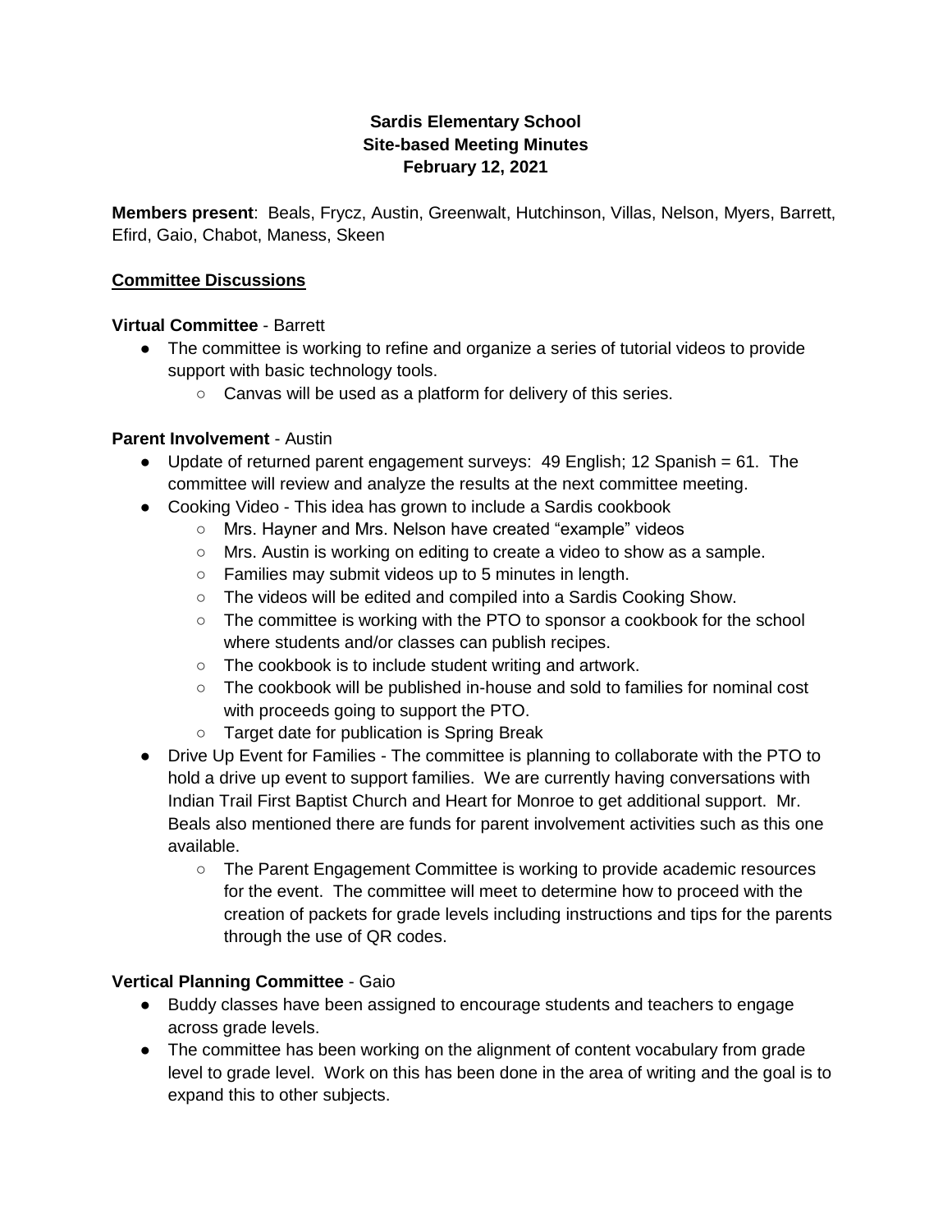**Sardis Elementary School**
**Site-based Meeting Minutes**
**February 12, 2021**

**Members present**: Beals, Frycz, Austin, Greenwalt, Hutchinson, Villas, Nelson, Myers, Barrett, Efird, Gaio, Chabot, Maness, Skeen

## Committee Discussions

**Virtual Committee** - Barrett

- The committee is working to refine and organize a series of tutorial videos to provide support with basic technology tools.
  - Canvas will be used as a platform for delivery of this series.

**Parent Involvement** - Austin

- Update of returned parent engagement surveys: 49 English; 12 Spanish = 61. The committee will review and analyze the results at the next committee meeting.
- Cooking Video - This idea has grown to include a Sardis cookbook
  - Mrs. Hayner and Mrs. Nelson have created “example” videos
  - Mrs. Austin is working on editing to create a video to show as a sample.
  - Families may submit videos up to 5 minutes in length.
  - The videos will be edited and compiled into a Sardis Cooking Show.
  - The committee is working with the PTO to sponsor a cookbook for the school where students and/or classes can publish recipes.
  - The cookbook is to include student writing and artwork.
  - The cookbook will be published in-house and sold to families for nominal cost with proceeds going to support the PTO.
  - Target date for publication is Spring Break
- Drive Up Event for Families - The committee is planning to collaborate with the PTO to hold a drive up event to support families. We are currently having conversations with Indian Trail First Baptist Church and Heart for Monroe to get additional support. Mr. Beals also mentioned there are funds for parent involvement activities such as this one available.
  - The Parent Engagement Committee is working to provide academic resources for the event. The committee will meet to determine how to proceed with the creation of packets for grade levels including instructions and tips for the parents through the use of QR codes.

**Vertical Planning Committee** - Gaio

- Buddy classes have been assigned to encourage students and teachers to engage across grade levels.
- The committee has been working on the alignment of content vocabulary from grade level to grade level. Work on this has been done in the area of writing and the goal is to expand this to other subjects.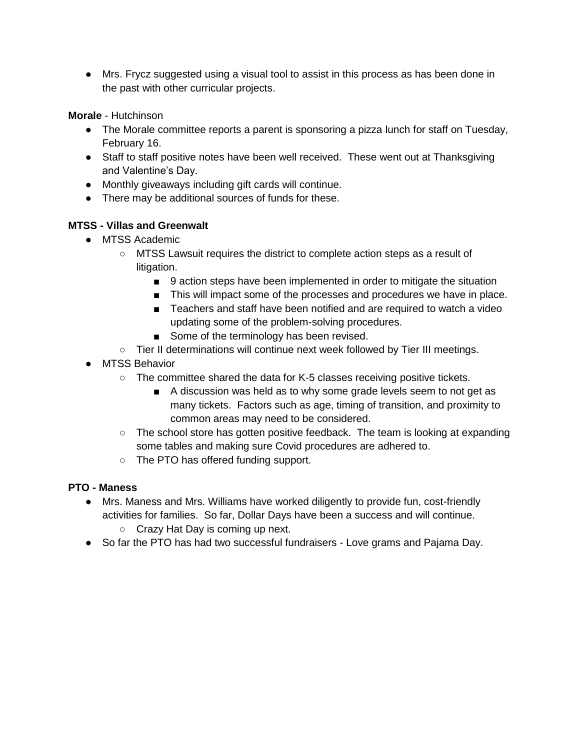- Mrs. Frycz suggested using a visual tool to assist in this process as has been done in the past with other curricular projects.

**Morale** - Hutchinson

- The Morale committee reports a parent is sponsoring a pizza lunch for staff on Tuesday, February 16.
- Staff to staff positive notes have been well received. These went out at Thanksgiving and Valentine's Day.
- Monthly giveaways including gift cards will continue.
- There may be additional sources of funds for these.

**MTSS - Villas and Greenwalt**

- MTSS Academic
  - MTSS Lawsuit requires the district to complete action steps as a result of litigation.
    - 9 action steps have been implemented in order to mitigate the situation
    - This will impact some of the processes and procedures we have in place.
    - Teachers and staff have been notified and are required to watch a video updating some of the problem-solving procedures.
    - Some of the terminology has been revised.
  - Tier II determinations will continue next week followed by Tier III meetings.
- MTSS Behavior
  - The committee shared the data for K-5 classes receiving positive tickets.
    - A discussion was held as to why some grade levels seem to not get as many tickets. Factors such as age, timing of transition, and proximity to common areas may need to be considered.
  - The school store has gotten positive feedback. The team is looking at expanding some tables and making sure Covid procedures are adhered to.
  - The PTO has offered funding support.

**PTO - Maness**

- Mrs. Maness and Mrs. Williams have worked diligently to provide fun, cost-friendly activities for families. So far, Dollar Days have been a success and will continue.
  - Crazy Hat Day is coming up next.
- So far the PTO has had two successful fundraisers - Love grams and Pajama Day.